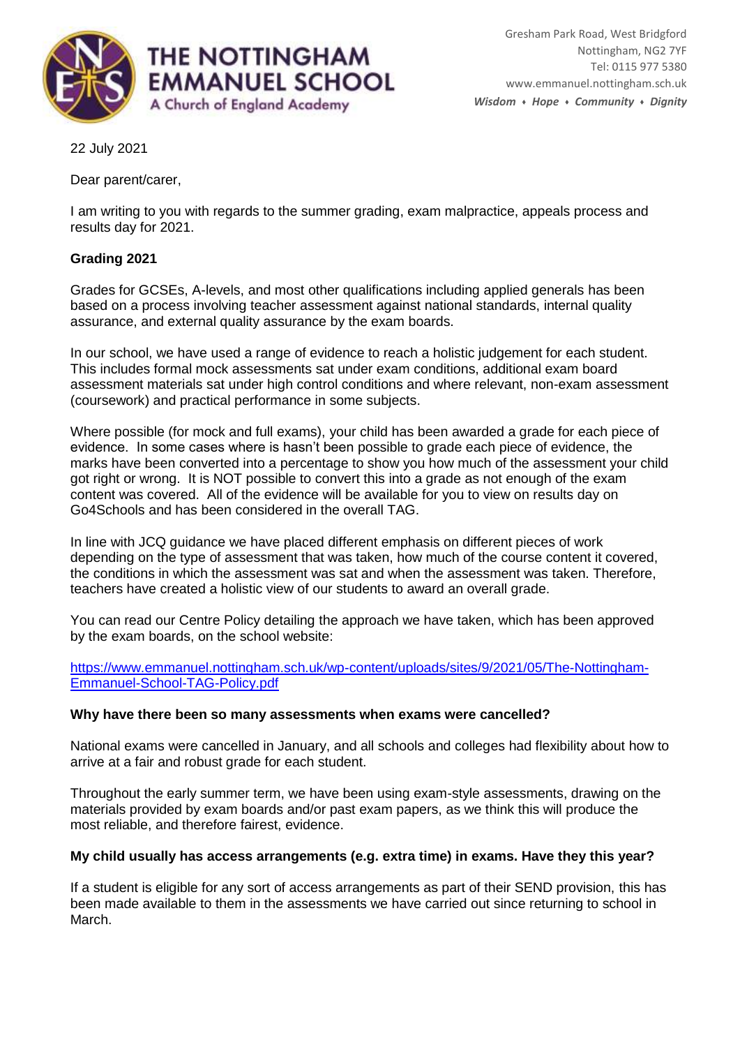THE NOTTINGHAM EMMANUEL SCHOOL
A Church of England Academy

Gresham Park Road, West Bridgford
Nottingham, NG2 7YF
Tel: 0115 977 5380
www.emmanuel.nottingham.sch.uk
*Wisdom ♦ Hope ♦ Community ♦ Dignity*

22 July 2021

Dear parent/carer,

I am writing to you with regards to the summer grading, exam malpractice, appeals process and results day for 2021.

**Grading 2021**

Grades for GCSEs, A-levels, and most other qualifications including applied generals has been based on a process involving teacher assessment against national standards, internal quality assurance, and external quality assurance by the exam boards.

In our school, we have used a range of evidence to reach a holistic judgement for each student. This includes formal mock assessments sat under exam conditions, additional exam board assessment materials sat under high control conditions and where relevant, non-exam assessment (coursework) and practical performance in some subjects.

Where possible (for mock and full exams), your child has been awarded a grade for each piece of evidence. In some cases where is hasn't been possible to grade each piece of evidence, the marks have been converted into a percentage to show you how much of the assessment your child got right or wrong. It is NOT possible to convert this into a grade as not enough of the exam content was covered. All of the evidence will be available for you to view on results day on Go4Schools and has been considered in the overall TAG.

In line with JCQ guidance we have placed different emphasis on different pieces of work depending on the type of assessment that was taken, how much of the course content it covered, the conditions in which the assessment was sat and when the assessment was taken. Therefore, teachers have created a holistic view of our students to award an overall grade.

You can read our Centre Policy detailing the approach we have taken, which has been approved by the exam boards, on the school website:

https://www.emmanuel.nottingham.sch.uk/wp-content/uploads/sites/9/2021/05/The-Nottingham-Emmanuel-School-TAG-Policy.pdf

**Why have there been so many assessments when exams were cancelled?**

National exams were cancelled in January, and all schools and colleges had flexibility about how to arrive at a fair and robust grade for each student.

Throughout the early summer term, we have been using exam-style assessments, drawing on the materials provided by exam boards and/or past exam papers, as we think this will produce the most reliable, and therefore fairest, evidence.

**My child usually has access arrangements (e.g. extra time) in exams. Have they this year?**

If a student is eligible for any sort of access arrangements as part of their SEND provision, this has been made available to them in the assessments we have carried out since returning to school in March.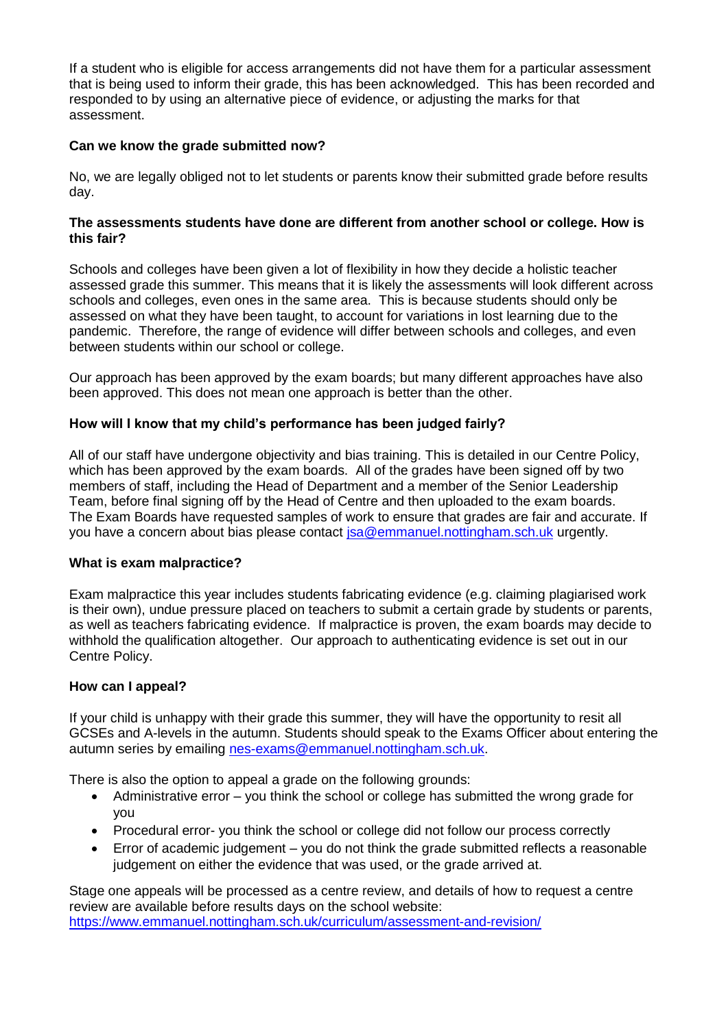If a student who is eligible for access arrangements did not have them for a particular assessment that is being used to inform their grade, this has been acknowledged. This has been recorded and responded to by using an alternative piece of evidence, or adjusting the marks for that assessment.

**Can we know the grade submitted now?**

No, we are legally obliged not to let students or parents know their submitted grade before results day.

**The assessments students have done are different from another school or college. How is this fair?**

Schools and colleges have been given a lot of flexibility in how they decide a holistic teacher assessed grade this summer. This means that it is likely the assessments will look different across schools and colleges, even ones in the same area. This is because students should only be assessed on what they have been taught, to account for variations in lost learning due to the pandemic. Therefore, the range of evidence will differ between schools and colleges, and even between students within our school or college.

Our approach has been approved by the exam boards; but many different approaches have also been approved. This does not mean one approach is better than the other.

**How will I know that my child's performance has been judged fairly?**

All of our staff have undergone objectivity and bias training. This is detailed in our Centre Policy, which has been approved by the exam boards. All of the grades have been signed off by two members of staff, including the Head of Department and a member of the Senior Leadership Team, before final signing off by the Head of Centre and then uploaded to the exam boards. The Exam Boards have requested samples of work to ensure that grades are fair and accurate. If you have a concern about bias please contact [jsa@emmanuel.nottingham.sch.uk](mailto:jsa@emmanuel.nottingham.sch.uk) urgently.

**What is exam malpractice?**

Exam malpractice this year includes students fabricating evidence (e.g. claiming plagiarised work is their own), undue pressure placed on teachers to submit a certain grade by students or parents, as well as teachers fabricating evidence. If malpractice is proven, the exam boards may decide to withhold the qualification altogether. Our approach to authenticating evidence is set out in our Centre Policy.

**How can I appeal?**

If your child is unhappy with their grade this summer, they will have the opportunity to resit all GCSEs and A-levels in the autumn. Students should speak to the Exams Officer about entering the autumn series by emailing [nes-exams@emmanuel.nottingham.sch.uk](mailto:nes-exams@emmanuel.nottingham.sch.uk).

There is also the option to appeal a grade on the following grounds:

- Administrative error – you think the school or college has submitted the wrong grade for you
- Procedural error- you think the school or college did not follow our process correctly
- Error of academic judgement – you do not think the grade submitted reflects a reasonable judgement on either the evidence that was used, or the grade arrived at.

Stage one appeals will be processed as a centre review, and details of how to request a centre review are available before results days on the school website:
[https://www.emmanuel.nottingham.sch.uk/curriculum/assessment-and-revision/](https://www.emmanuel.nottingham.sch.uk/curriculum/assessment-and-revision/)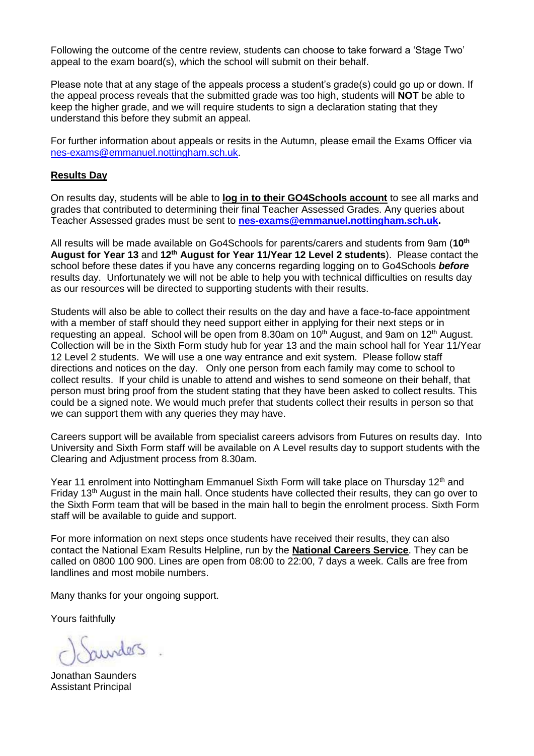Following the outcome of the centre review, students can choose to take forward a 'Stage Two' appeal to the exam board(s), which the school will submit on their behalf.

Please note that at any stage of the appeals process a student's grade(s) could go up or down. If the appeal process reveals that the submitted grade was too high, students will **NOT** be able to keep the higher grade, and we will require students to sign a declaration stating that they understand this before they submit an appeal.

For further information about appeals or resits in the Autumn, please email the Exams Officer via nes-exams@emmanuel.nottingham.sch.uk.

## Results Day

On results day, students will be able to **log in to their GO4Schools account** to see all marks and grades that contributed to determining their final Teacher Assessed Grades. Any queries about Teacher Assessed grades must be sent to **nes-exams@emmanuel.nottingham.sch.uk.**

All results will be made available on Go4Schools for parents/carers and students from 9am (**10th August for Year 13** and **12th August for Year 11/Year 12 Level 2 students**). Please contact the school before these dates if you have any concerns regarding logging on to Go4Schools ***before*** results day. Unfortunately we will not be able to help you with technical difficulties on results day as our resources will be directed to supporting students with their results.

Students will also be able to collect their results on the day and have a face-to-face appointment with a member of staff should they need support either in applying for their next steps or in requesting an appeal. School will be open from 8.30am on 10th August, and 9am on 12th August. Collection will be in the Sixth Form study hub for year 13 and the main school hall for Year 11/Year 12 Level 2 students. We will use a one way entrance and exit system. Please follow staff directions and notices on the day. Only one person from each family may come to school to collect results. If your child is unable to attend and wishes to send someone on their behalf, that person must bring proof from the student stating that they have been asked to collect results. This could be a signed note. We would much prefer that students collect their results in person so that we can support them with any queries they may have.

Careers support will be available from specialist careers advisors from Futures on results day. Into University and Sixth Form staff will be available on A Level results day to support students with the Clearing and Adjustment process from 8.30am.

Year 11 enrolment into Nottingham Emmanuel Sixth Form will take place on Thursday 12th and Friday 13th August in the main hall. Once students have collected their results, they can go over to the Sixth Form team that will be based in the main hall to begin the enrolment process. Sixth Form staff will be available to guide and support.

For more information on next steps once students have received their results, they can also contact the National Exam Results Helpline, run by the **National Careers Service**. They can be called on 0800 100 900. Lines are open from 08:00 to 22:00, 7 days a week. Calls are free from landlines and most mobile numbers.

Many thanks for your ongoing support.

Yours faithfully

J Saunders

Jonathan Saunders
Assistant Principal